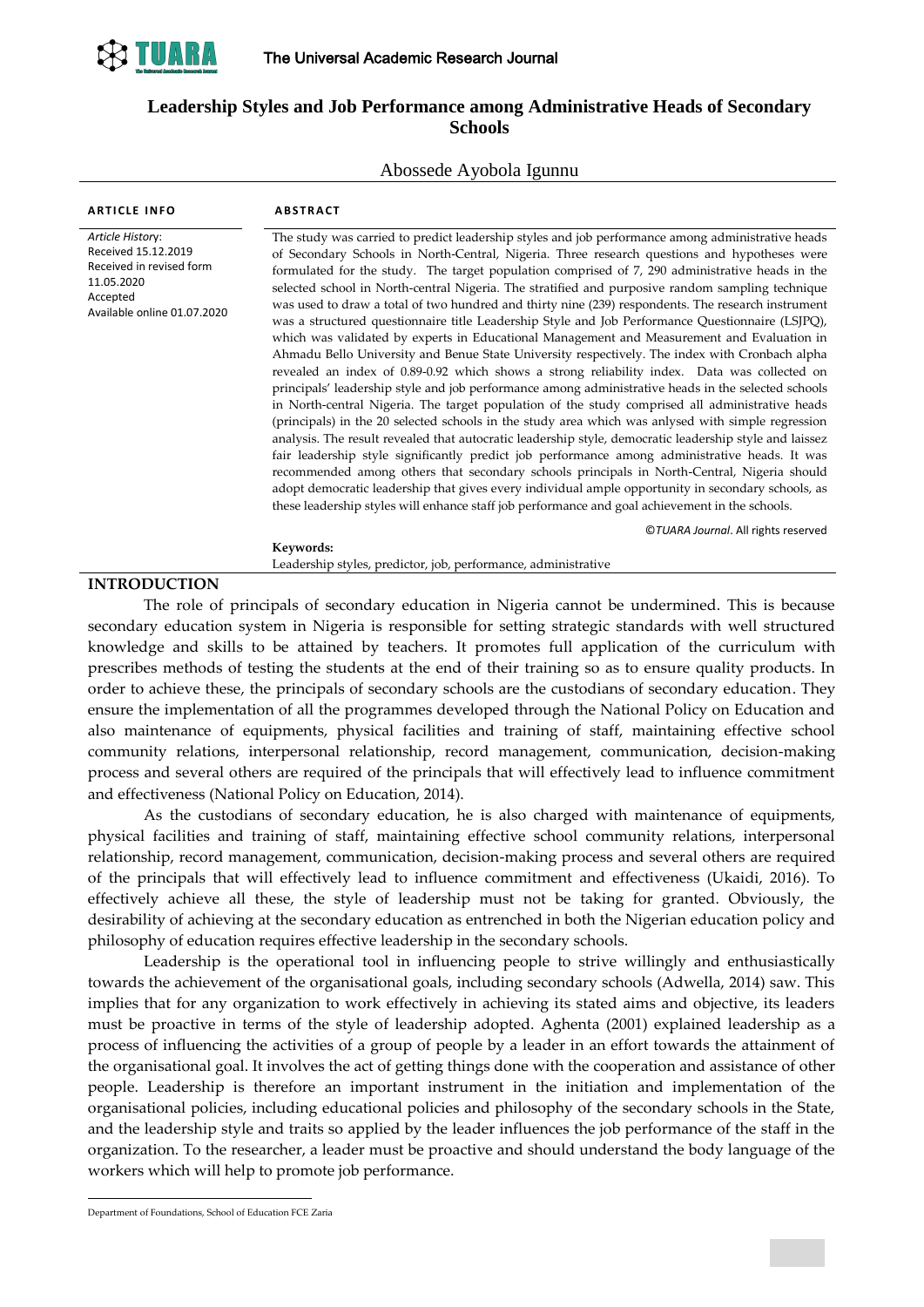# Leadership Styles and Job Performance among Administrative Heads of Secondary Schools

Abossede Ayobola Igunnu

**ARTICLE INFO**

*Article History*:
Received 15.12.2019
Received in revised form 11.05.2020
Accepted
Available online 01.07.2020

**ABSTRACT**

The study was carried to predict leadership styles and job performance among administrative heads of Secondary Schools in North-Central, Nigeria. Three research questions and hypotheses were formulated for the study. The target population comprised of 7, 290 administrative heads in the selected school in North-central Nigeria. The stratified and purposive random sampling technique was used to draw a total of two hundred and thirty nine (239) respondents. The research instrument was a structured questionnaire title Leadership Style and Job Performance Questionnaire (LSJPQ), which was validated by experts in Educational Management and Measurement and Evaluation in Ahmadu Bello University and Benue State University respectively. The index with Cronbach alpha revealed an index of 0.89-0.92 which shows a strong reliability index. Data was collected on principals' leadership style and job performance among administrative heads in the selected schools in North-central Nigeria. The target population of the study comprised all administrative heads (principals) in the 20 selected schools in the study area which was anlysed with simple regression analysis. The result revealed that autocratic leadership style, democratic leadership style and laissez fair leadership style significantly predict job performance among administrative heads. It was recommended among others that secondary schools principals in North-Central, Nigeria should adopt democratic leadership that gives every individual ample opportunity in secondary schools, as these leadership styles will enhance staff job performance and goal achievement in the schools.

©*TUARA Journal*. All rights reserved

**Keywords:**
Leadership styles, predictor, job, performance, administrative

## INTRODUCTION

The role of principals of secondary education in Nigeria cannot be undermined. This is because secondary education system in Nigeria is responsible for setting strategic standards with well structured knowledge and skills to be attained by teachers. It promotes full application of the curriculum with prescribes methods of testing the students at the end of their training so as to ensure quality products. In order to achieve these, the principals of secondary schools are the custodians of secondary education. They ensure the implementation of all the programmes developed through the National Policy on Education and also maintenance of equipments, physical facilities and training of staff, maintaining effective school community relations, interpersonal relationship, record management, communication, decision-making process and several others are required of the principals that will effectively lead to influence commitment and effectiveness (National Policy on Education, 2014).

As the custodians of secondary education, he is also charged with maintenance of equipments, physical facilities and training of staff, maintaining effective school community relations, interpersonal relationship, record management, communication, decision-making process and several others are required of the principals that will effectively lead to influence commitment and effectiveness (Ukaidi, 2016). To effectively achieve all these, the style of leadership must not be taking for granted. Obviously, the desirability of achieving at the secondary education as entrenched in both the Nigerian education policy and philosophy of education requires effective leadership in the secondary schools.

Leadership is the operational tool in influencing people to strive willingly and enthusiastically towards the achievement of the organisational goals, including secondary schools (Adwella, 2014) saw. This implies that for any organization to work effectively in achieving its stated aims and objective, its leaders must be proactive in terms of the style of leadership adopted. Aghenta (2001) explained leadership as a process of influencing the activities of a group of people by a leader in an effort towards the attainment of the organisational goal. It involves the act of getting things done with the cooperation and assistance of other people. Leadership is therefore an important instrument in the initiation and implementation of the organisational policies, including educational policies and philosophy of the secondary schools in the State, and the leadership style and traits so applied by the leader influences the job performance of the staff in the organization. To the researcher, a leader must be proactive and should understand the body language of the workers which will help to promote job performance.

Department of Foundations, School of Education FCE Zaria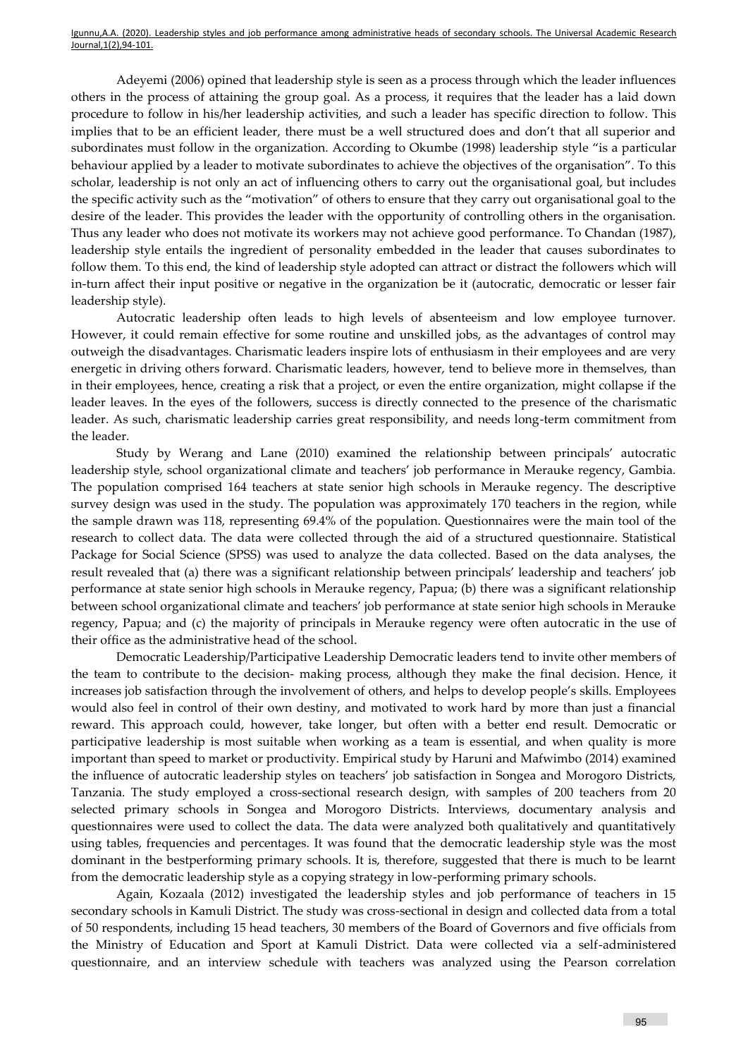Adeyemi (2006) opined that leadership style is seen as a process through which the leader influences others in the process of attaining the group goal. As a process, it requires that the leader has a laid down procedure to follow in his/her leadership activities, and such a leader has specific direction to follow. This implies that to be an efficient leader, there must be a well structured does and don't that all superior and subordinates must follow in the organization. According to Okumbe (1998) leadership style "is a particular behaviour applied by a leader to motivate subordinates to achieve the objectives of the organisation". To this scholar, leadership is not only an act of influencing others to carry out the organisational goal, but includes the specific activity such as the "motivation" of others to ensure that they carry out organisational goal to the desire of the leader. This provides the leader with the opportunity of controlling others in the organisation. Thus any leader who does not motivate its workers may not achieve good performance. To Chandan (1987), leadership style entails the ingredient of personality embedded in the leader that causes subordinates to follow them. To this end, the kind of leadership style adopted can attract or distract the followers which will in-turn affect their input positive or negative in the organization be it (autocratic, democratic or lesser fair leadership style).

Autocratic leadership often leads to high levels of absenteeism and low employee turnover. However, it could remain effective for some routine and unskilled jobs, as the advantages of control may outweigh the disadvantages. Charismatic leaders inspire lots of enthusiasm in their employees and are very energetic in driving others forward. Charismatic leaders, however, tend to believe more in themselves, than in their employees, hence, creating a risk that a project, or even the entire organization, might collapse if the leader leaves. In the eyes of the followers, success is directly connected to the presence of the charismatic leader. As such, charismatic leadership carries great responsibility, and needs long-term commitment from the leader.

Study by Werang and Lane (2010) examined the relationship between principals' autocratic leadership style, school organizational climate and teachers' job performance in Merauke regency, Gambia. The population comprised 164 teachers at state senior high schools in Merauke regency. The descriptive survey design was used in the study. The population was approximately 170 teachers in the region, while the sample drawn was 118, representing 69.4% of the population. Questionnaires were the main tool of the research to collect data. The data were collected through the aid of a structured questionnaire. Statistical Package for Social Science (SPSS) was used to analyze the data collected. Based on the data analyses, the result revealed that (a) there was a significant relationship between principals' leadership and teachers' job performance at state senior high schools in Merauke regency, Papua; (b) there was a significant relationship between school organizational climate and teachers' job performance at state senior high schools in Merauke regency, Papua; and (c) the majority of principals in Merauke regency were often autocratic in the use of their office as the administrative head of the school.

Democratic Leadership/Participative Leadership Democratic leaders tend to invite other members of the team to contribute to the decision- making process, although they make the final decision. Hence, it increases job satisfaction through the involvement of others, and helps to develop people's skills. Employees would also feel in control of their own destiny, and motivated to work hard by more than just a financial reward. This approach could, however, take longer, but often with a better end result. Democratic or participative leadership is most suitable when working as a team is essential, and when quality is more important than speed to market or productivity. Empirical study by Haruni and Mafwimbo (2014) examined the influence of autocratic leadership styles on teachers' job satisfaction in Songea and Morogoro Districts, Tanzania. The study employed a cross-sectional research design, with samples of 200 teachers from 20 selected primary schools in Songea and Morogoro Districts. Interviews, documentary analysis and questionnaires were used to collect the data. The data were analyzed both qualitatively and quantitatively using tables, frequencies and percentages. It was found that the democratic leadership style was the most dominant in the bestperforming primary schools. It is, therefore, suggested that there is much to be learnt from the democratic leadership style as a copying strategy in low-performing primary schools.

Again, Kozaala (2012) investigated the leadership styles and job performance of teachers in 15 secondary schools in Kamuli District. The study was cross-sectional in design and collected data from a total of 50 respondents, including 15 head teachers, 30 members of the Board of Governors and five officials from the Ministry of Education and Sport at Kamuli District. Data were collected via a self-administered questionnaire, and an interview schedule with teachers was analyzed using the Pearson correlation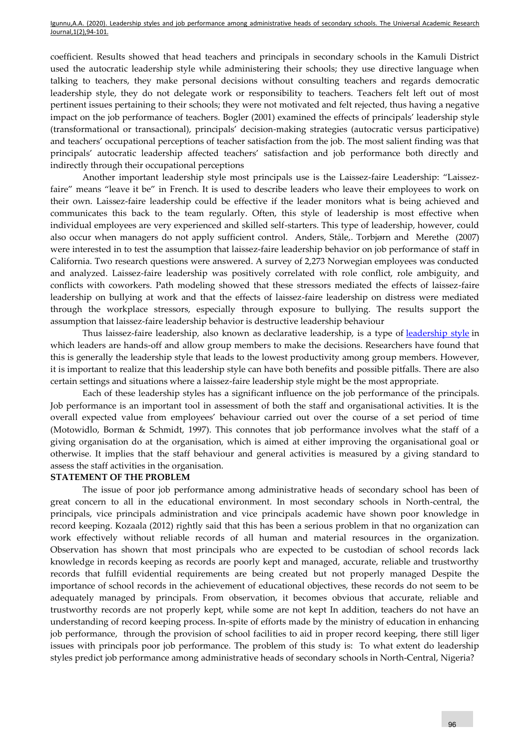coefficient. Results showed that head teachers and principals in secondary schools in the Kamuli District used the autocratic leadership style while administering their schools; they use directive language when talking to teachers, they make personal decisions without consulting teachers and regards democratic leadership style, they do not delegate work or responsibility to teachers. Teachers felt left out of most pertinent issues pertaining to their schools; they were not motivated and felt rejected, thus having a negative impact on the job performance of teachers. Bogler (2001) examined the effects of principals' leadership style (transformational or transactional), principals' decision-making strategies (autocratic versus participative) and teachers' occupational perceptions of teacher satisfaction from the job. The most salient finding was that principals' autocratic leadership affected teachers' satisfaction and job performance both directly and indirectly through their occupational perceptions

Another important leadership style most principals use is the Laissez-faire Leadership: "Laissez-faire" means "leave it be" in French. It is used to describe leaders who leave their employees to work on their own. Laissez-faire leadership could be effective if the leader monitors what is being achieved and communicates this back to the team regularly. Often, this style of leadership is most effective when individual employees are very experienced and skilled self-starters. This type of leadership, however, could also occur when managers do not apply sufficient control. Anders, Ståle,. Torbjørn and Merethe (2007) were interested in to test the assumption that laissez-faire leadership behavior on job performance of staff in California. Two research questions were answered. A survey of 2,273 Norwegian employees was conducted and analyzed. Laissez-faire leadership was positively correlated with role conflict, role ambiguity, and conflicts with coworkers. Path modeling showed that these stressors mediated the effects of laissez-faire leadership on bullying at work and that the effects of laissez-faire leadership on distress were mediated through the workplace stressors, especially through exposure to bullying. The results support the assumption that laissez-faire leadership behavior is destructive leadership behaviour

Thus laissez-faire leadership, also known as declarative leadership, is a type of leadership style in which leaders are hands-off and allow group members to make the decisions. Researchers have found that this is generally the leadership style that leads to the lowest productivity among group members. However, it is important to realize that this leadership style can have both benefits and possible pitfalls. There are also certain settings and situations where a laissez-faire leadership style might be the most appropriate.

Each of these leadership styles has a significant influence on the job performance of the principals. Job performance is an important tool in assessment of both the staff and organisational activities. It is the overall expected value from employees' behaviour carried out over the course of a set period of time (Motowidlo, Borman & Schmidt, 1997). This connotes that job performance involves what the staff of a giving organisation do at the organisation, which is aimed at either improving the organisational goal or otherwise. It implies that the staff behaviour and general activities is measured by a giving standard to assess the staff activities in the organisation.

**STATEMENT OF THE PROBLEM**

The issue of poor job performance among administrative heads of secondary school has been of great concern to all in the educational environment. In most secondary schools in North-central, the principals, vice principals administration and vice principals academic have shown poor knowledge in record keeping. Kozaala (2012) rightly said that this has been a serious problem in that no organization can work effectively without reliable records of all human and material resources in the organization. Observation has shown that most principals who are expected to be custodian of school records lack knowledge in records keeping as records are poorly kept and managed, accurate, reliable and trustworthy records that fulfill evidential requirements are being created but not properly managed Despite the importance of school records in the achievement of educational objectives, these records do not seem to be adequately managed by principals. From observation, it becomes obvious that accurate, reliable and trustworthy records are not properly kept, while some are not kept In addition, teachers do not have an understanding of record keeping process. In-spite of efforts made by the ministry of education in enhancing job performance, through the provision of school facilities to aid in proper record keeping, there still liger issues with principals poor job performance. The problem of this study is: To what extent do leadership styles predict job performance among administrative heads of secondary schools in North-Central, Nigeria?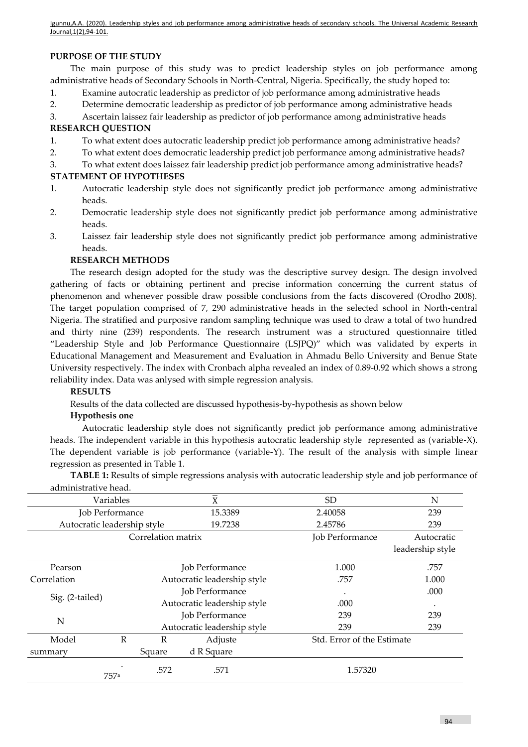### PURPOSE OF THE STUDY

The main purpose of this study was to predict leadership styles on job performance among administrative heads of Secondary Schools in North-Central, Nigeria. Specifically, the study hoped to:

1. Examine autocratic leadership as predictor of job performance among administrative heads
2. Determine democratic leadership as predictor of job performance among administrative heads
3. Ascertain laissez fair leadership as predictor of job performance among administrative heads

### RESEARCH QUESTION

1. To what extent does autocratic leadership predict job performance among administrative heads?
2. To what extent does democratic leadership predict job performance among administrative heads?
3. To what extent does laissez fair leadership predict job performance among administrative heads?

### STATEMENT OF HYPOTHESES

1. Autocratic leadership style does not significantly predict job performance among administrative heads.
2. Democratic leadership style does not significantly predict job performance among administrative heads.
3. Laissez fair leadership style does not significantly predict job performance among administrative heads.

### RESEARCH METHODS

The research design adopted for the study was the descriptive survey design. The design involved gathering of facts or obtaining pertinent and precise information concerning the current status of phenomenon and whenever possible draw possible conclusions from the facts discovered (Orodho 2008). The target population comprised of 7, 290 administrative heads in the selected school in North-central Nigeria. The stratified and purposive random sampling technique was used to draw a total of two hundred and thirty nine (239) respondents. The research instrument was a structured questionnaire titled "Leadership Style and Job Performance Questionnaire (LSJPQ)" which was validated by experts in Educational Management and Measurement and Evaluation in Ahmadu Bello University and Benue State University respectively. The index with Cronbach alpha revealed an index of 0.89-0.92 which shows a strong reliability index. Data was anlysed with simple regression analysis.

### RESULTS

Results of the data collected are discussed hypothesis-by-hypothesis as shown below

#### Hypothesis one

Autocratic leadership style does not significantly predict job performance among administrative heads. The independent variable in this hypothesis autocratic leadership style represented as (variable-X). The dependent variable is job performance (variable-Y). The result of the analysis with simple linear regression as presented in Table 1.

**TABLE 1:** Results of simple regressions analysis with autocratic leadership style and job performance of administrative head.

| Variables | | | $\overline{X}$ | SD | N |
|---|---|---|---|---|---|
| Job Performance | | | 15.3389 | 2.40058 | 239 |
| Autocratic leadership style | | | 19.7238 | 2.45786 | 239 |
| Correlation matrix | | | | Job Performance | Autocratic leadership style |
| Pearson Correlation | | | Job Performance | 1.000 | .757 |
| | | | Autocratic leadership style | .757 | 1.000 |
| Sig. (2-tailed) | | | Job Performance | . | .000 |
| | | | Autocratic leadership style | .000 | . |
| N | | | Job Performance | 239 | 239 |
| | | | Autocratic leadership style | 239 | 239 |
| Model summary | R | R Square | Adjusted R Square | Std. Error of the Estimate | |
| | .757[a] | .572 | .571 | 1.57320 | |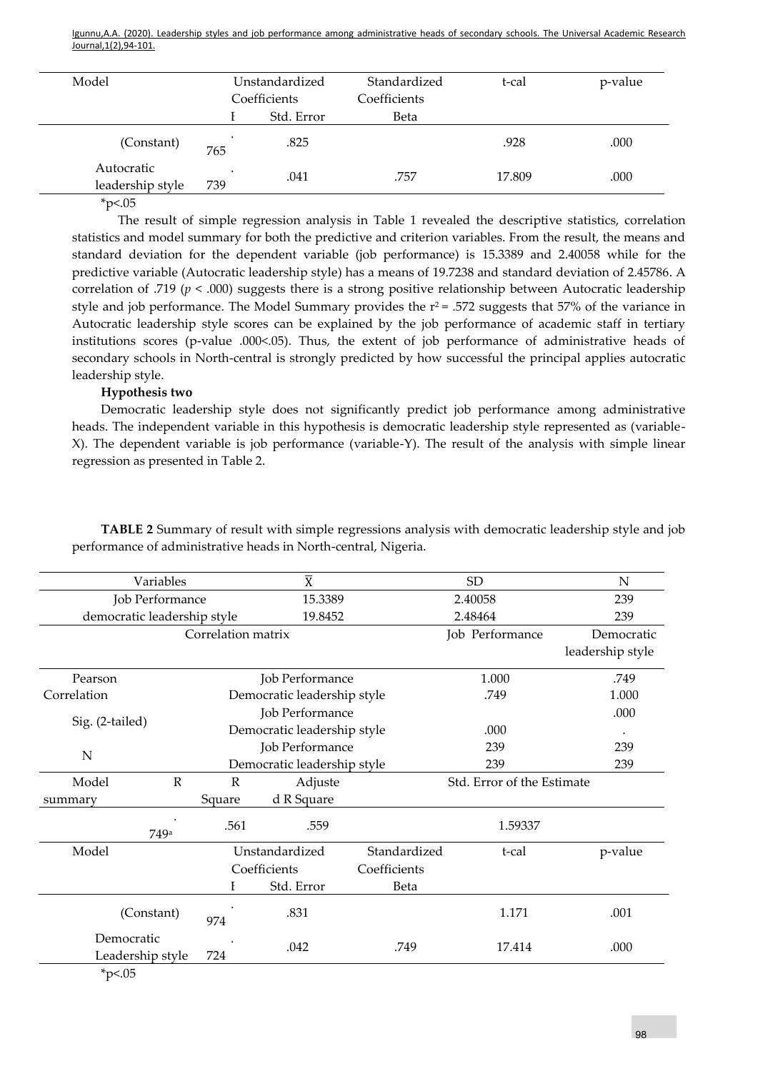| Model | Unstandardized Coefficients | | Standardized Coefficients | t-cal | p-value |
|---|---|---|---|---|---|
| | B | Std. Error | Beta | | |
| (Constant) | .765 | .825 | | .928 | .000 |
| Autocratic leadership style | .739 | .041 | .757 | 17.809 | .000 |

*p<.05

The result of simple regression analysis in Table 1 revealed the descriptive statistics, correlation statistics and model summary for both the predictive and criterion variables. From the result, the means and standard deviation for the dependent variable (job performance) is 15.3389 and 2.40058 while for the predictive variable (Autocratic leadership style) has a means of 19.7238 and standard deviation of 2.45786. A correlation of .719 ($p < .000$) suggests there is a strong positive relationship between Autocratic leadership style and job performance. The Model Summary provides the $r^2 = .572$ suggests that 57% of the variance in Autocratic leadership style scores can be explained by the job performance of academic staff in tertiary institutions scores (p-value .000<.05). Thus, the extent of job performance of administrative heads of secondary schools in North-central is strongly predicted by how successful the principal applies autocratic leadership style.

**Hypothesis two**

Democratic leadership style does not significantly predict job performance among administrative heads. The independent variable in this hypothesis is democratic leadership style represented as (variable-X). The dependent variable is job performance (variable-Y). The result of the analysis with simple linear regression as presented in Table 2.

**TABLE 2** Summary of result with simple regressions analysis with democratic leadership style and job performance of administrative heads in North-central, Nigeria.

| Variables | $\bar{X}$ | SD | N |
|---|---|---|---|
| Job Performance | 15.3389 | 2.40058 | 239 |
| democratic leadership style | 19.8452 | 2.48464 | 239 |

| Correlation matrix | | Job Performance | Democratic leadership style |
|---|---|---|---|
| Pearson Correlation | Job Performance | 1.000 | .749 |
| | Democratic leadership style | .749 | 1.000 |
| Sig. (2-tailed) | Job Performance | | .000 |
| | Democratic leadership style | .000 | . |
| N | Job Performance | 239 | 239 |
| | Democratic leadership style | 239 | 239 |

| Model summary | R | R Square | Adjusted R Square | Std. Error of the Estimate |
|---|---|---|---|---|
| | .749[a] | .561 | .559 | 1.59337 |

| Model | Unstandardized Coefficients | | Standardized Coefficients | t-cal | p-value |
|---|---|---|---|---|---|
| | B | Std. Error | Beta | | |
| (Constant) | .974 | .831 | | 1.171 | .001 |
| Democratic Leadership style | .724 | .042 | .749 | 17.414 | .000 |

*p<.05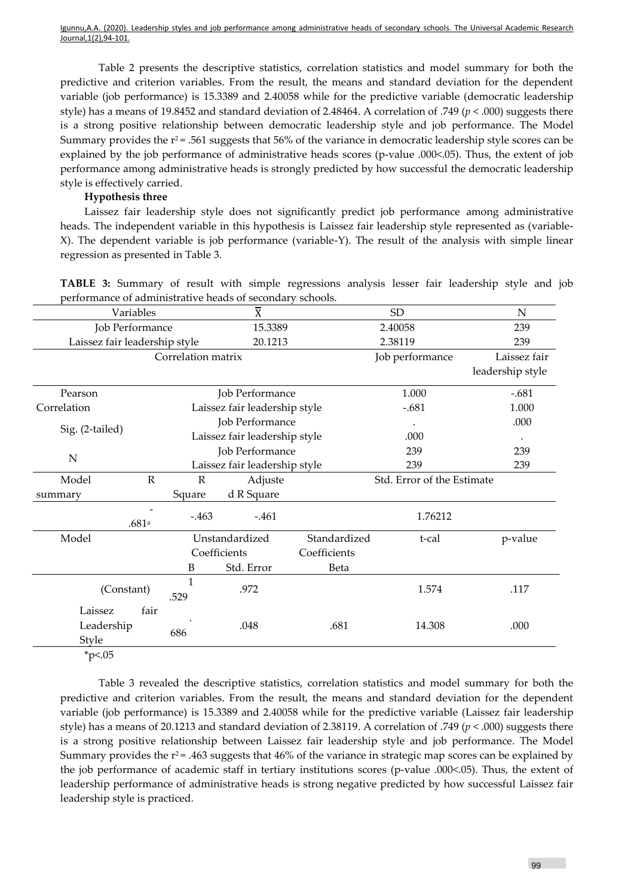Table 2 presents the descriptive statistics, correlation statistics and model summary for both the predictive and criterion variables. From the result, the means and standard deviation for the dependent variable (job performance) is 15.3389 and 2.40058 while for the predictive variable (democratic leadership style) has a means of 19.8452 and standard deviation of 2.48464. A correlation of .749 ($p < .000$) suggests there is a strong positive relationship between democratic leadership style and job performance. The Model Summary provides the $r^2 = .561$ suggests that 56% of the variance in democratic leadership style scores can be explained by the job performance of administrative heads scores (p-value .000<.05). Thus, the extent of job performance among administrative heads is strongly predicted by how successful the democratic leadership style is effectively carried.

**Hypothesis three**

Laissez fair leadership style does not significantly predict job performance among administrative heads. The independent variable in this hypothesis is Laissez fair leadership style represented as (variable-X). The dependent variable is job performance (variable-Y). The result of the analysis with simple linear regression as presented in Table 3.

**TABLE 3:** Summary of result with simple regressions analysis lesser fair leadership style and job performance of administrative heads of secondary schools.

| Variables | | $\overline{X}$ | | SD | N |
|---|---|---|---|---|---|
| Job Performance | | 15.3389 | | 2.40058 | 239 |
| Laissez fair leadership style | | 20.1213 | | 2.38119 | 239 |
| Correlation matrix | | | | Job performance | Laissez fair leadership style |
| Pearson Correlation | | Job Performance | | 1.000 | -.681 |
| | | Laissez fair leadership style | | -.681 | 1.000 |
| Sig. (2-tailed) | | Job Performance | | . | .000 |
| | | Laissez fair leadership style | | .000 | . |
| N | | Job Performance | | 239 | 239 |
| | | Laissez fair leadership style | | 239 | 239 |
| Model summary | R | R Square | Adjusted R Square | Std. Error of the Estimate | |
| | -.681[a] | -.463 | -.461 | 1.76212 | |
| Model | | Unstandardized Coefficients | | Standardized Coefficients | t-cal | p-value |
| | | B | Std. Error | Beta | | |
| (Constant) | | 1.529 | .972 | | 1.574 | .117 |
| Laissez fair Leadership Style | | .686 | .048 | .681 | 14.308 | .000 |

*p<.05

Table 3 revealed the descriptive statistics, correlation statistics and model summary for both the predictive and criterion variables. From the result, the means and standard deviation for the dependent variable (job performance) is 15.3389 and 2.40058 while for the predictive variable (Laissez fair leadership style) has a means of 20.1213 and standard deviation of 2.38119. A correlation of .749 ($p < .000$) suggests there is a strong positive relationship between Laissez fair leadership style and job performance. The Model Summary provides the $r^2 = .463$ suggests that 46% of the variance in strategic map scores can be explained by the job performance of academic staff in tertiary institutions scores (p-value .000<.05). Thus, the extent of leadership performance of administrative heads is strong negative predicted by how successful Laissez fair leadership style is practiced.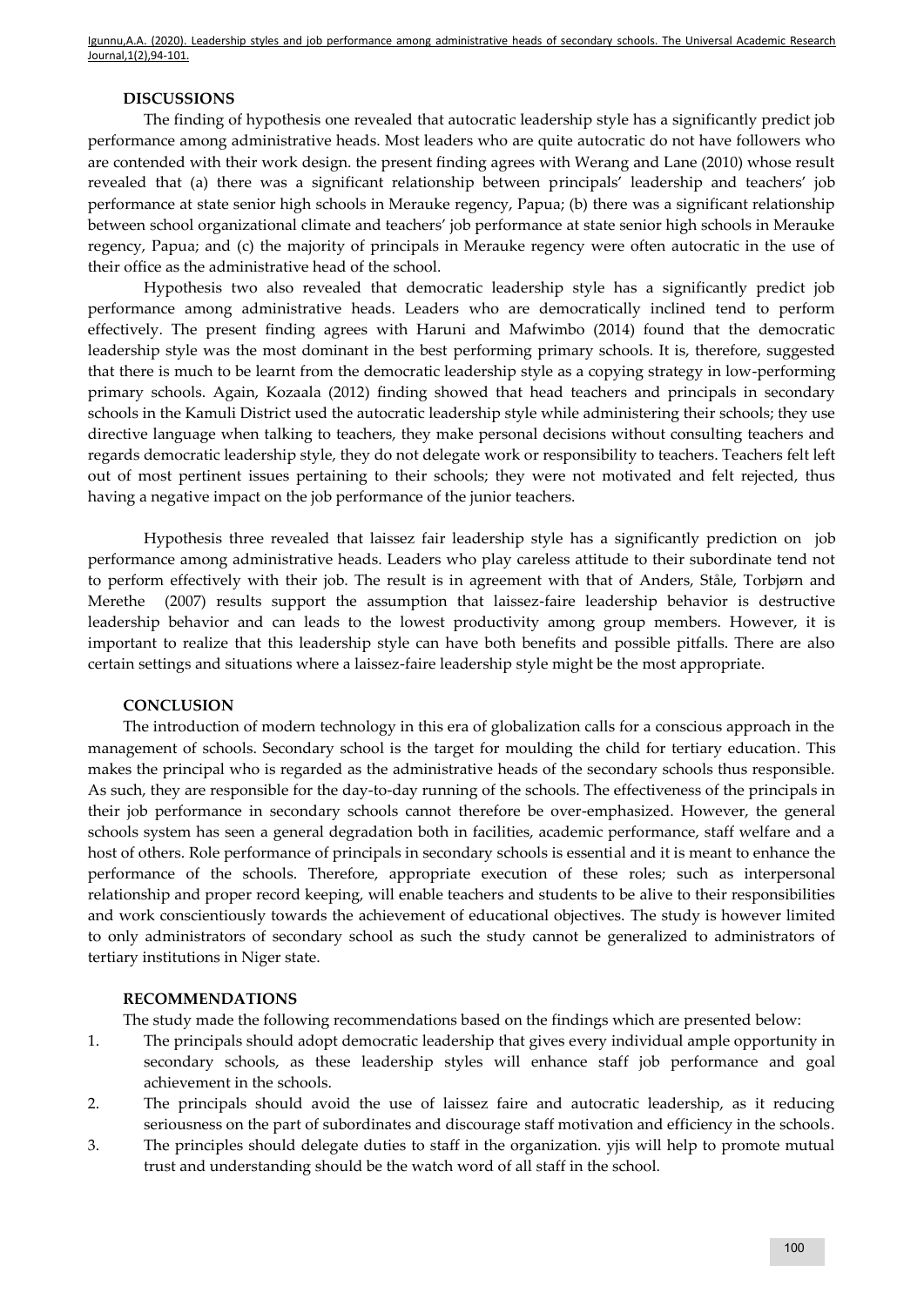## DISCUSSIONS

The finding of hypothesis one revealed that autocratic leadership style has a significantly predict job performance among administrative heads. Most leaders who are quite autocratic do not have followers who are contended with their work design. the present finding agrees with Werang and Lane (2010) whose result revealed that (a) there was a significant relationship between principals' leadership and teachers' job performance at state senior high schools in Merauke regency, Papua; (b) there was a significant relationship between school organizational climate and teachers' job performance at state senior high schools in Merauke regency, Papua; and (c) the majority of principals in Merauke regency were often autocratic in the use of their office as the administrative head of the school.

Hypothesis two also revealed that democratic leadership style has a significantly predict job performance among administrative heads. Leaders who are democratically inclined tend to perform effectively. The present finding agrees with Haruni and Mafwimbo (2014) found that the democratic leadership style was the most dominant in the best performing primary schools. It is, therefore, suggested that there is much to be learnt from the democratic leadership style as a copying strategy in low-performing primary schools. Again, Kozaala (2012) finding showed that head teachers and principals in secondary schools in the Kamuli District used the autocratic leadership style while administering their schools; they use directive language when talking to teachers, they make personal decisions without consulting teachers and regards democratic leadership style, they do not delegate work or responsibility to teachers. Teachers felt left out of most pertinent issues pertaining to their schools; they were not motivated and felt rejected, thus having a negative impact on the job performance of the junior teachers.

Hypothesis three revealed that laissez fair leadership style has a significantly prediction on job performance among administrative heads. Leaders who play careless attitude to their subordinate tend not to perform effectively with their job. The result is in agreement with that of Anders, Ståle, Torbjørn and Merethe (2007) results support the assumption that laissez-faire leadership behavior is destructive leadership behavior and can leads to the lowest productivity among group members. However, it is important to realize that this leadership style can have both benefits and possible pitfalls. There are also certain settings and situations where a laissez-faire leadership style might be the most appropriate.

## CONCLUSION

The introduction of modern technology in this era of globalization calls for a conscious approach in the management of schools. Secondary school is the target for moulding the child for tertiary education. This makes the principal who is regarded as the administrative heads of the secondary schools thus responsible. As such, they are responsible for the day-to-day running of the schools. The effectiveness of the principals in their job performance in secondary schools cannot therefore be over-emphasized. However, the general schools system has seen a general degradation both in facilities, academic performance, staff welfare and a host of others. Role performance of principals in secondary schools is essential and it is meant to enhance the performance of the schools. Therefore, appropriate execution of these roles; such as interpersonal relationship and proper record keeping, will enable teachers and students to be alive to their responsibilities and work conscientiously towards the achievement of educational objectives. The study is however limited to only administrators of secondary school as such the study cannot be generalized to administrators of tertiary institutions in Niger state.

## RECOMMENDATIONS

The study made the following recommendations based on the findings which are presented below:

1. The principals should adopt democratic leadership that gives every individual ample opportunity in secondary schools, as these leadership styles will enhance staff job performance and goal achievement in the schools.
2. The principals should avoid the use of laissez faire and autocratic leadership, as it reducing seriousness on the part of subordinates and discourage staff motivation and efficiency in the schools.
3. The principles should delegate duties to staff in the organization. yjis will help to promote mutual trust and understanding should be the watch word of all staff in the school.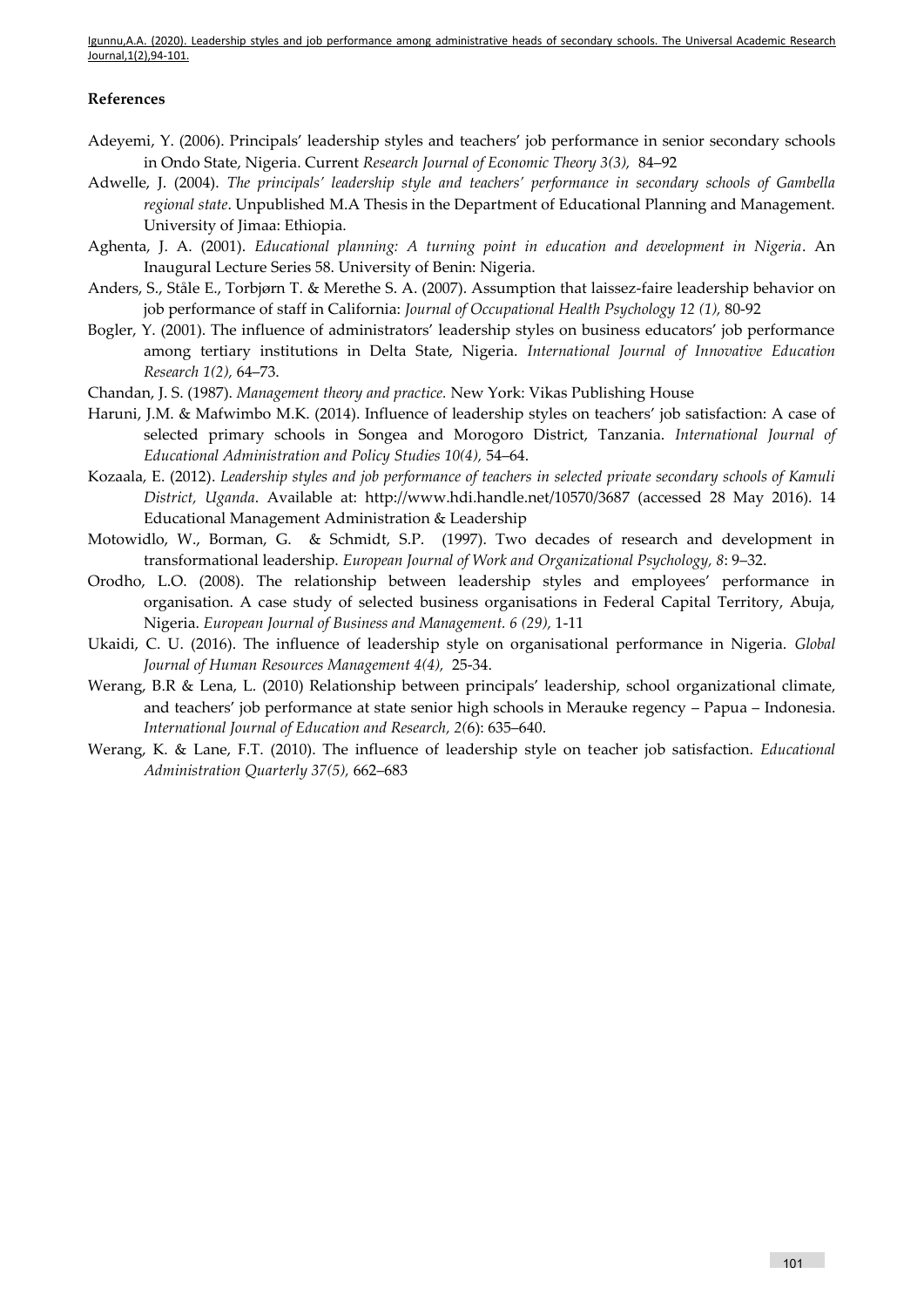**References**

Adeyemi, Y. (2006). Principals' leadership styles and teachers' job performance in senior secondary schools in Ondo State, Nigeria. Current *Research Journal of Economic Theory 3(3),* 84–92

Adwelle, J. (2004). *The principals' leadership style and teachers' performance in secondary schools of Gambella regional state*. Unpublished M.A Thesis in the Department of Educational Planning and Management. University of Jimaa: Ethiopia.

Aghenta, J. A. (2001). *Educational planning: A turning point in education and development in Nigeria*. An Inaugural Lecture Series 58. University of Benin: Nigeria.

Anders, S., Ståle E., Torbjørn T. & Merethe S. A. (2007). Assumption that laissez-faire leadership behavior on job performance of staff in California: *Journal of Occupational Health Psychology 12 (1),* 80-92

Bogler, Y. (2001). The influence of administrators' leadership styles on business educators' job performance among tertiary institutions in Delta State, Nigeria. *International Journal of Innovative Education Research 1(2),* 64–73.

Chandan, J. S. (1987). *Management theory and practice.* New York: Vikas Publishing House

Haruni, J.M. & Mafwimbo M.K. (2014). Influence of leadership styles on teachers' job satisfaction: A case of selected primary schools in Songea and Morogoro District, Tanzania. *International Journal of Educational Administration and Policy Studies 10(4),* 54–64.

Kozaala, E. (2012). *Leadership styles and job performance of teachers in selected private secondary schools of Kamuli District, Uganda*. Available at: http://www.hdi.handle.net/10570/3687 (accessed 28 May 2016). 14 Educational Management Administration & Leadership

Motowidlo, W., Borman, G. & Schmidt, S.P. (1997). Two decades of research and development in transformational leadership. *European Journal of Work and Organizational Psychology, 8*: 9–32.

Orodho, L.O. (2008). The relationship between leadership styles and employees' performance in organisation. A case study of selected business organisations in Federal Capital Territory, Abuja, Nigeria. *European Journal of Business and Management. 6 (29),* 1-11

Ukaidi, C. U. (2016). The influence of leadership style on organisational performance in Nigeria. *Global Journal of Human Resources Management 4(4),* 25-34.

Werang, B.R & Lena, L. (2010) Relationship between principals' leadership, school organizational climate, and teachers' job performance at state senior high schools in Merauke regency – Papua – Indonesia. *International Journal of Education and Research, 2(*6): 635–640.

Werang, K. & Lane, F.T. (2010). The influence of leadership style on teacher job satisfaction. *Educational Administration Quarterly 37(5),* 662–683